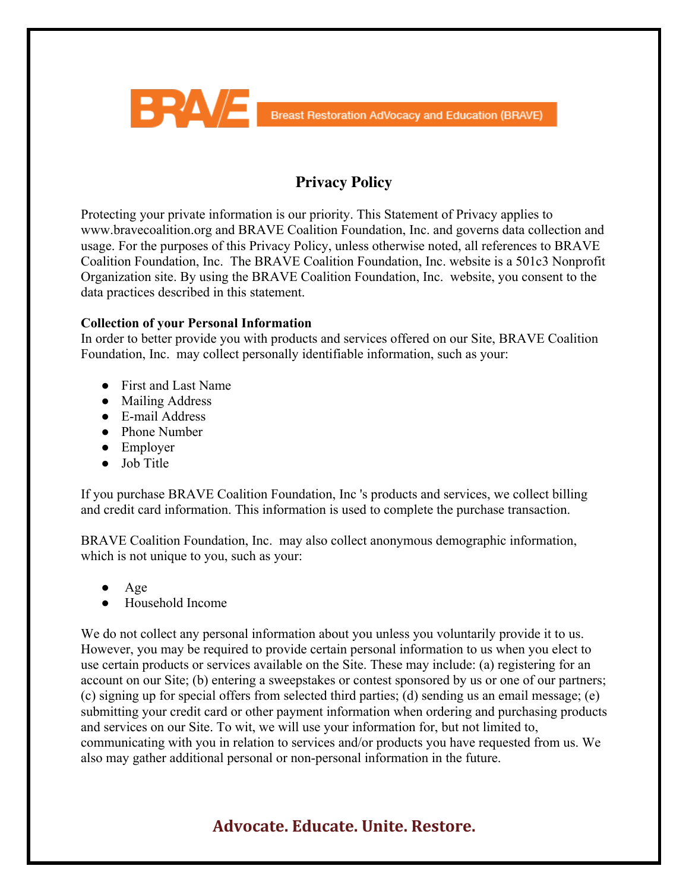BRAVE — Breast Restoration AdVocacy and Education (BRAVE)

# Privacy Policy

Protecting your private information is our priority. This Statement of Privacy applies to www.bravecoalition.org and BRAVE Coalition Foundation, Inc. and governs data collection and usage. For the purposes of this Privacy Policy, unless otherwise noted, all references to BRAVE Coalition Foundation, Inc. The BRAVE Coalition Foundation, Inc. website is a 501c3 Nonprofit Organization site. By using the BRAVE Coalition Foundation, Inc. website, you consent to the data practices described in this statement.

**Collection of your Personal Information**

In order to better provide you with products and services offered on our Site, BRAVE Coalition Foundation, Inc. may collect personally identifiable information, such as your:

- First and Last Name
- Mailing Address
- E-mail Address
- Phone Number
- Employer
- Job Title

If you purchase BRAVE Coalition Foundation, Inc 's products and services, we collect billing and credit card information. This information is used to complete the purchase transaction.

BRAVE Coalition Foundation, Inc. may also collect anonymous demographic information, which is not unique to you, such as your:

- Age
- Household Income

We do not collect any personal information about you unless you voluntarily provide it to us. However, you may be required to provide certain personal information to us when you elect to use certain products or services available on the Site. These may include: (a) registering for an account on our Site; (b) entering a sweepstakes or contest sponsored by us or one of our partners; (c) signing up for special offers from selected third parties; (d) sending us an email message; (e) submitting your credit card or other payment information when ordering and purchasing products and services on our Site. To wit, we will use your information for, but not limited to, communicating with you in relation to services and/or products you have requested from us. We also may gather additional personal or non-personal information in the future.

**Advocate. Educate. Unite. Restore.**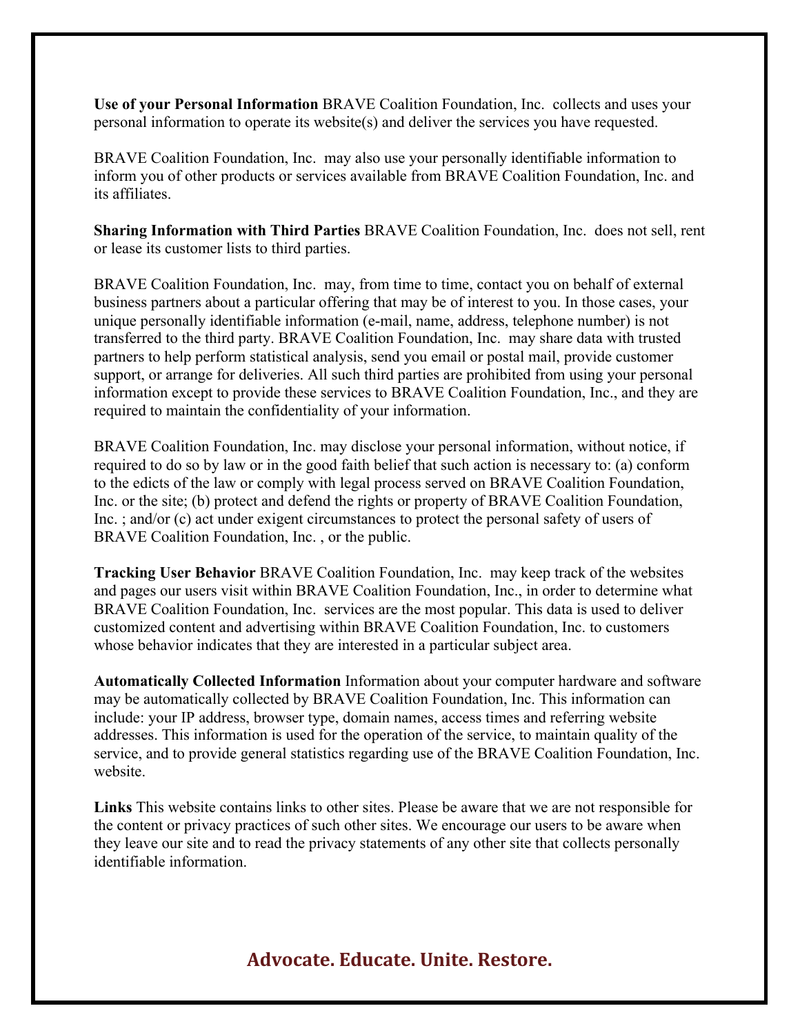**Use of your Personal Information** BRAVE Coalition Foundation, Inc. collects and uses your personal information to operate its website(s) and deliver the services you have requested.

BRAVE Coalition Foundation, Inc. may also use your personally identifiable information to inform you of other products or services available from BRAVE Coalition Foundation, Inc. and its affiliates.

**Sharing Information with Third Parties** BRAVE Coalition Foundation, Inc. does not sell, rent or lease its customer lists to third parties.

BRAVE Coalition Foundation, Inc. may, from time to time, contact you on behalf of external business partners about a particular offering that may be of interest to you. In those cases, your unique personally identifiable information (e-mail, name, address, telephone number) is not transferred to the third party. BRAVE Coalition Foundation, Inc. may share data with trusted partners to help perform statistical analysis, send you email or postal mail, provide customer support, or arrange for deliveries. All such third parties are prohibited from using your personal information except to provide these services to BRAVE Coalition Foundation, Inc., and they are required to maintain the confidentiality of your information.

BRAVE Coalition Foundation, Inc. may disclose your personal information, without notice, if required to do so by law or in the good faith belief that such action is necessary to: (a) conform to the edicts of the law or comply with legal process served on BRAVE Coalition Foundation, Inc. or the site; (b) protect and defend the rights or property of BRAVE Coalition Foundation, Inc. ; and/or (c) act under exigent circumstances to protect the personal safety of users of BRAVE Coalition Foundation, Inc. , or the public.

**Tracking User Behavior** BRAVE Coalition Foundation, Inc. may keep track of the websites and pages our users visit within BRAVE Coalition Foundation, Inc., in order to determine what BRAVE Coalition Foundation, Inc. services are the most popular. This data is used to deliver customized content and advertising within BRAVE Coalition Foundation, Inc. to customers whose behavior indicates that they are interested in a particular subject area.

**Automatically Collected Information** Information about your computer hardware and software may be automatically collected by BRAVE Coalition Foundation, Inc. This information can include: your IP address, browser type, domain names, access times and referring website addresses. This information is used for the operation of the service, to maintain quality of the service, and to provide general statistics regarding use of the BRAVE Coalition Foundation, Inc. website.

**Links** This website contains links to other sites. Please be aware that we are not responsible for the content or privacy practices of such other sites. We encourage our users to be aware when they leave our site and to read the privacy statements of any other site that collects personally identifiable information.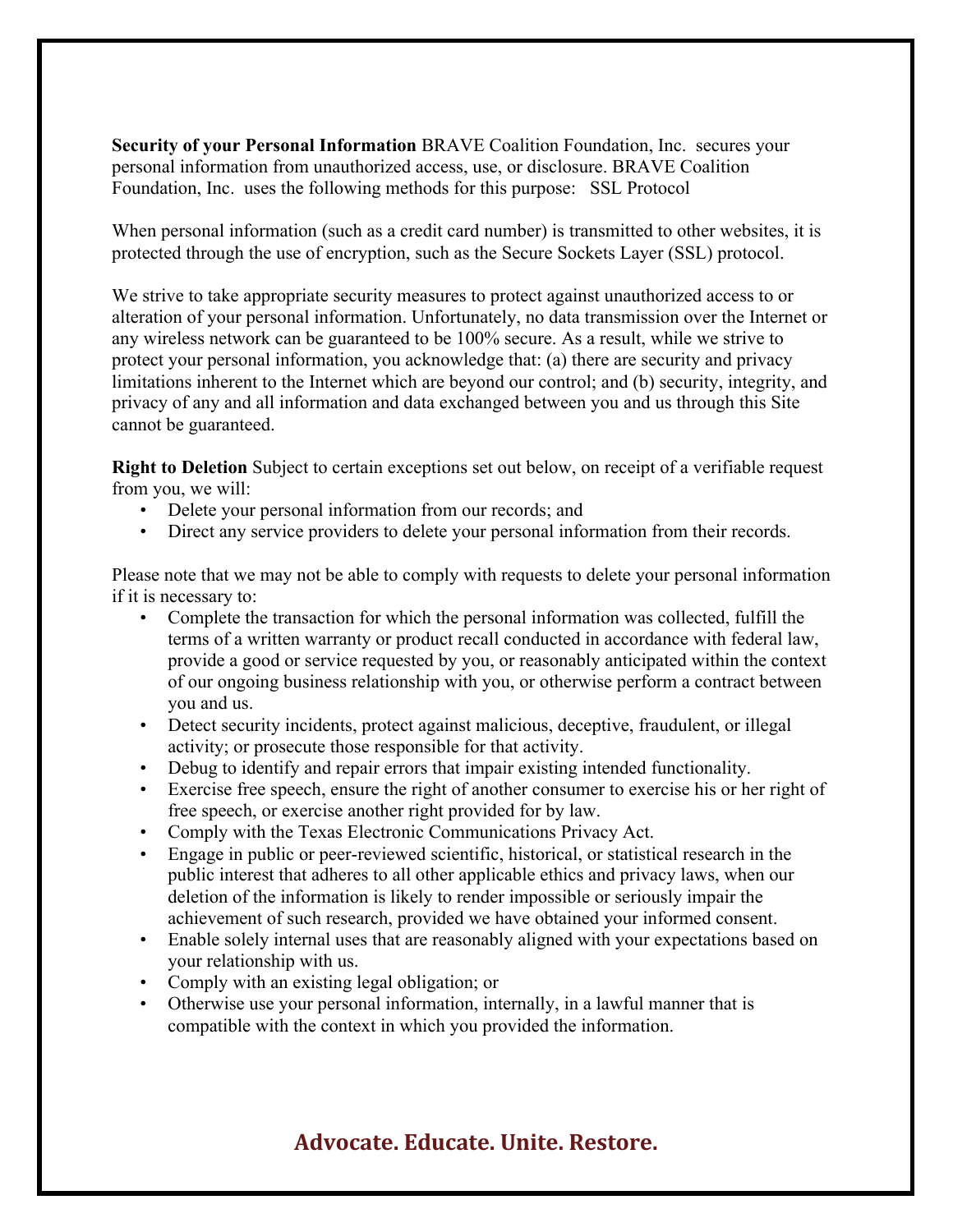**Security of your Personal Information** BRAVE Coalition Foundation, Inc. secures your personal information from unauthorized access, use, or disclosure. BRAVE Coalition Foundation, Inc. uses the following methods for this purpose: SSL Protocol

When personal information (such as a credit card number) is transmitted to other websites, it is protected through the use of encryption, such as the Secure Sockets Layer (SSL) protocol.

We strive to take appropriate security measures to protect against unauthorized access to or alteration of your personal information. Unfortunately, no data transmission over the Internet or any wireless network can be guaranteed to be 100% secure. As a result, while we strive to protect your personal information, you acknowledge that: (a) there are security and privacy limitations inherent to the Internet which are beyond our control; and (b) security, integrity, and privacy of any and all information and data exchanged between you and us through this Site cannot be guaranteed.

**Right to Deletion** Subject to certain exceptions set out below, on receipt of a verifiable request from you, we will:

- Delete your personal information from our records; and
- Direct any service providers to delete your personal information from their records.

Please note that we may not be able to comply with requests to delete your personal information if it is necessary to:

- Complete the transaction for which the personal information was collected, fulfill the terms of a written warranty or product recall conducted in accordance with federal law, provide a good or service requested by you, or reasonably anticipated within the context of our ongoing business relationship with you, or otherwise perform a contract between you and us.
- Detect security incidents, protect against malicious, deceptive, fraudulent, or illegal activity; or prosecute those responsible for that activity.
- Debug to identify and repair errors that impair existing intended functionality.
- Exercise free speech, ensure the right of another consumer to exercise his or her right of free speech, or exercise another right provided for by law.
- Comply with the Texas Electronic Communications Privacy Act.
- Engage in public or peer-reviewed scientific, historical, or statistical research in the public interest that adheres to all other applicable ethics and privacy laws, when our deletion of the information is likely to render impossible or seriously impair the achievement of such research, provided we have obtained your informed consent.
- Enable solely internal uses that are reasonably aligned with your expectations based on your relationship with us.
- Comply with an existing legal obligation; or
- Otherwise use your personal information, internally, in a lawful manner that is compatible with the context in which you provided the information.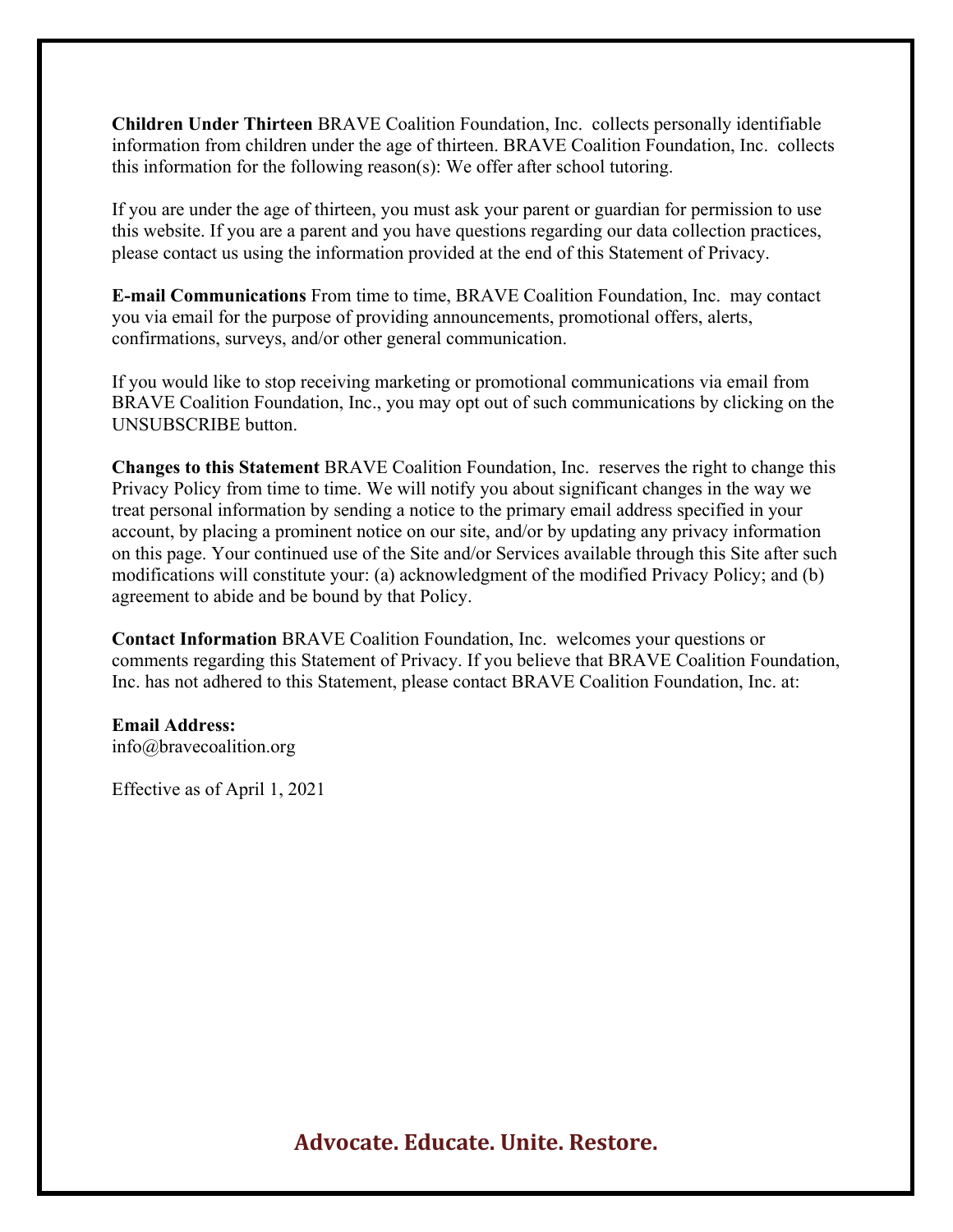**Children Under Thirteen** BRAVE Coalition Foundation, Inc. collects personally identifiable information from children under the age of thirteen. BRAVE Coalition Foundation, Inc. collects this information for the following reason(s): We offer after school tutoring.

If you are under the age of thirteen, you must ask your parent or guardian for permission to use this website. If you are a parent and you have questions regarding our data collection practices, please contact us using the information provided at the end of this Statement of Privacy.

**E-mail Communications** From time to time, BRAVE Coalition Foundation, Inc. may contact you via email for the purpose of providing announcements, promotional offers, alerts, confirmations, surveys, and/or other general communication.

If you would like to stop receiving marketing or promotional communications via email from BRAVE Coalition Foundation, Inc., you may opt out of such communications by clicking on the UNSUBSCRIBE button.

**Changes to this Statement** BRAVE Coalition Foundation, Inc. reserves the right to change this Privacy Policy from time to time. We will notify you about significant changes in the way we treat personal information by sending a notice to the primary email address specified in your account, by placing a prominent notice on our site, and/or by updating any privacy information on this page. Your continued use of the Site and/or Services available through this Site after such modifications will constitute your: (a) acknowledgment of the modified Privacy Policy; and (b) agreement to abide and be bound by that Policy.

**Contact Information** BRAVE Coalition Foundation, Inc. welcomes your questions or comments regarding this Statement of Privacy. If you believe that BRAVE Coalition Foundation, Inc. has not adhered to this Statement, please contact BRAVE Coalition Foundation, Inc. at:

**Email Address:**
info@bravecoalition.org

Effective as of April 1, 2021